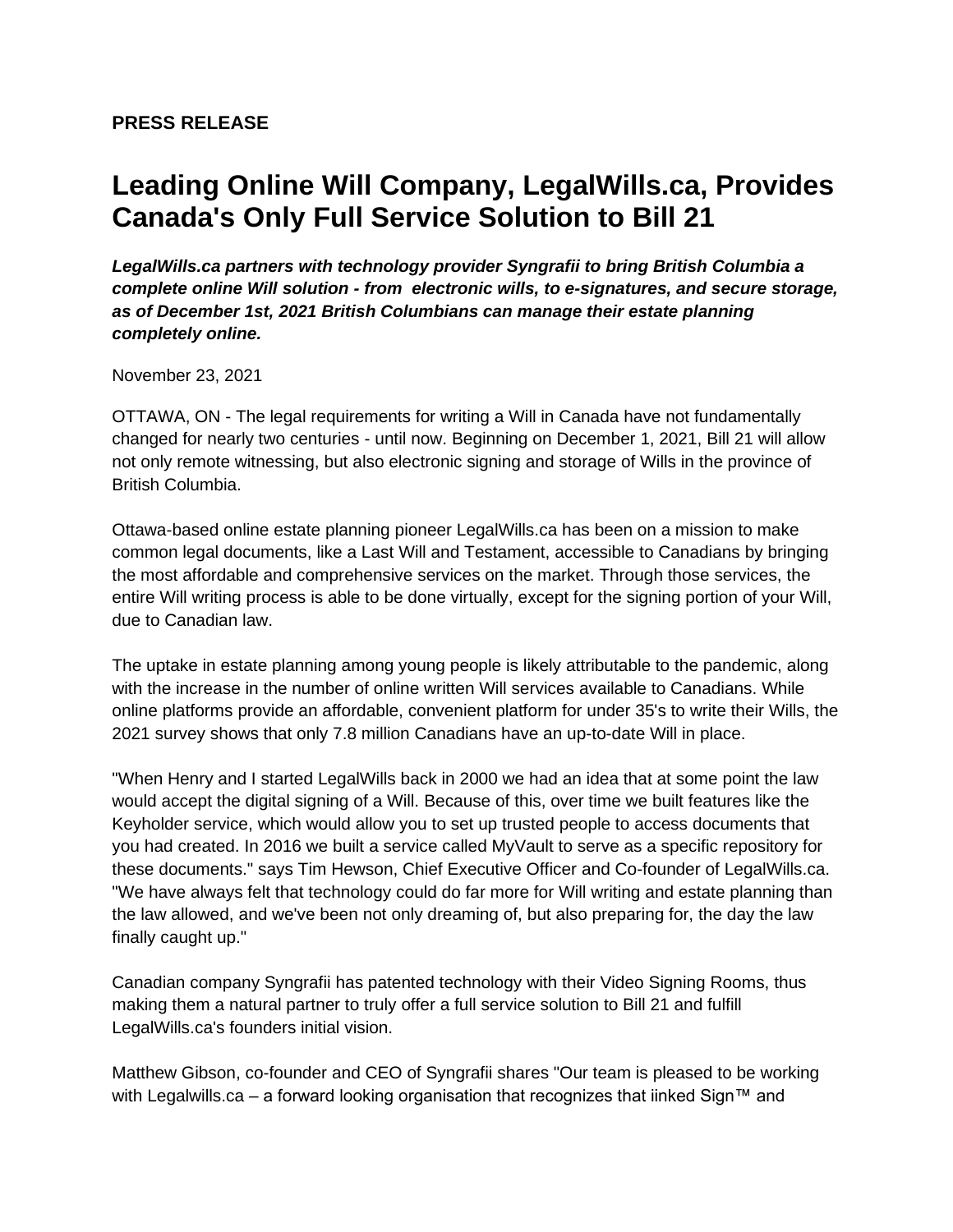**PRESS RELEASE**

# Leading Online Will Company, LegalWills.ca, Provides Canada's Only Full Service Solution to Bill 21

***LegalWills.ca partners with technology provider Syngrafii to bring British Columbia a complete online Will solution - from electronic wills, to e-signatures, and secure storage, as of December 1st, 2021 British Columbians can manage their estate planning completely online.***

November 23, 2021

OTTAWA, ON - The legal requirements for writing a Will in Canada have not fundamentally changed for nearly two centuries - until now. Beginning on December 1, 2021, Bill 21 will allow not only remote witnessing, but also electronic signing and storage of Wills in the province of British Columbia.

Ottawa-based online estate planning pioneer LegalWills.ca has been on a mission to make common legal documents, like a Last Will and Testament, accessible to Canadians by bringing the most affordable and comprehensive services on the market. Through those services, the entire Will writing process is able to be done virtually, except for the signing portion of your Will, due to Canadian law.

The uptake in estate planning among young people is likely attributable to the pandemic, along with the increase in the number of online written Will services available to Canadians. While online platforms provide an affordable, convenient platform for under 35's to write their Wills, the 2021 survey shows that only 7.8 million Canadians have an up-to-date Will in place.

"When Henry and I started LegalWills back in 2000 we had an idea that at some point the law would accept the digital signing of a Will. Because of this, over time we built features like the Keyholder service, which would allow you to set up trusted people to access documents that you had created. In 2016 we built a service called MyVault to serve as a specific repository for these documents." says Tim Hewson, Chief Executive Officer and Co-founder of LegalWills.ca. "We have always felt that technology could do far more for Will writing and estate planning than the law allowed, and we've been not only dreaming of, but also preparing for, the day the law finally caught up."

Canadian company Syngrafii has patented technology with their Video Signing Rooms, thus making them a natural partner to truly offer a full service solution to Bill 21 and fulfill LegalWills.ca's founders initial vision.

Matthew Gibson, co-founder and CEO of Syngrafii shares "Our team is pleased to be working with Legalwills.ca – a forward looking organisation that recognizes that iinked Sign™ and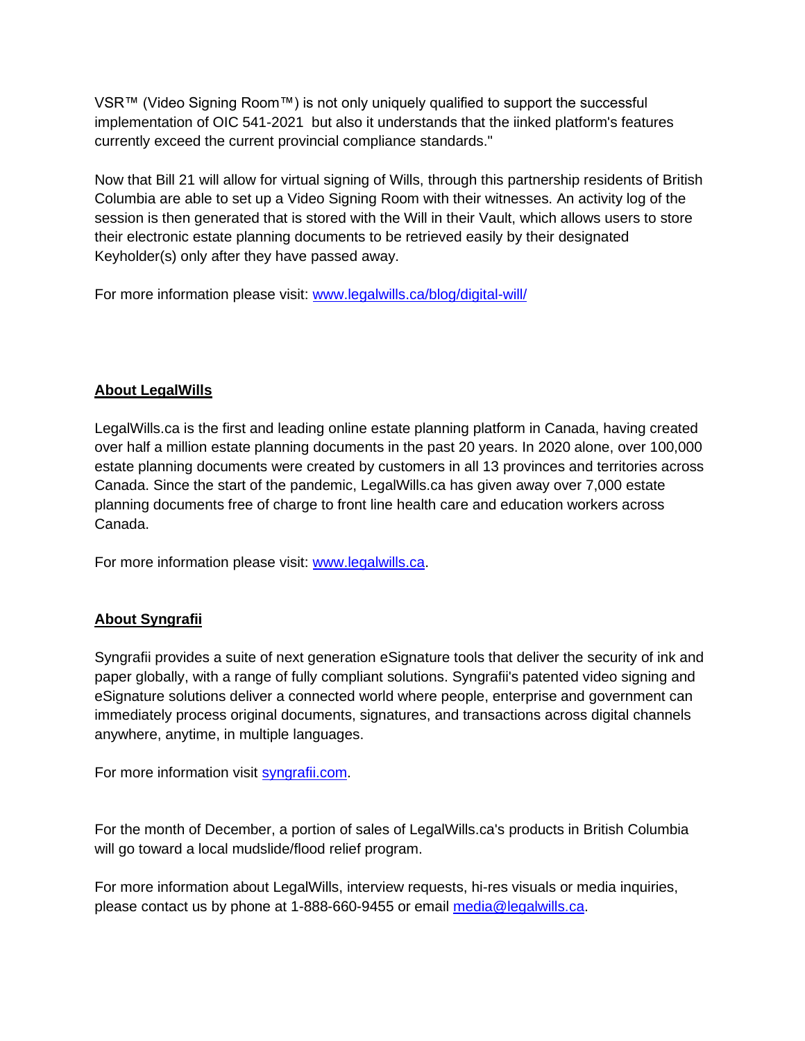VSR™ (Video Signing Room™) is not only uniquely qualified to support the successful implementation of OIC 541-2021 but also it understands that the iinked platform's features currently exceed the current provincial compliance standards."

Now that Bill 21 will allow for virtual signing of Wills, through this partnership residents of British Columbia are able to set up a Video Signing Room with their witnesses. An activity log of the session is then generated that is stored with the Will in their Vault, which allows users to store their electronic estate planning documents to be retrieved easily by their designated Keyholder(s) only after they have passed away.

For more information please visit: [www.legalwills.ca/blog/digital-will/](www.legalwills.ca/blog/digital-will/)

**About LegalWills**

LegalWills.ca is the first and leading online estate planning platform in Canada, having created over half a million estate planning documents in the past 20 years. In 2020 alone, over 100,000 estate planning documents were created by customers in all 13 provinces and territories across Canada. Since the start of the pandemic, LegalWills.ca has given away over 7,000 estate planning documents free of charge to front line health care and education workers across Canada.

For more information please visit: [www.legalwills.ca](www.legalwills.ca).

**About Syngrafii**

Syngrafii provides a suite of next generation eSignature tools that deliver the security of ink and paper globally, with a range of fully compliant solutions. Syngrafii's patented video signing and eSignature solutions deliver a connected world where people, enterprise and government can immediately process original documents, signatures, and transactions across digital channels anywhere, anytime, in multiple languages.

For more information visit [syngrafii.com](syngrafii.com).

For the month of December, a portion of sales of LegalWills.ca's products in British Columbia will go toward a local mudslide/flood relief program.

For more information about LegalWills, interview requests, hi-res visuals or media inquiries, please contact us by phone at 1-888-660-9455 or email [media@legalwills.ca](mailto:media@legalwills.ca).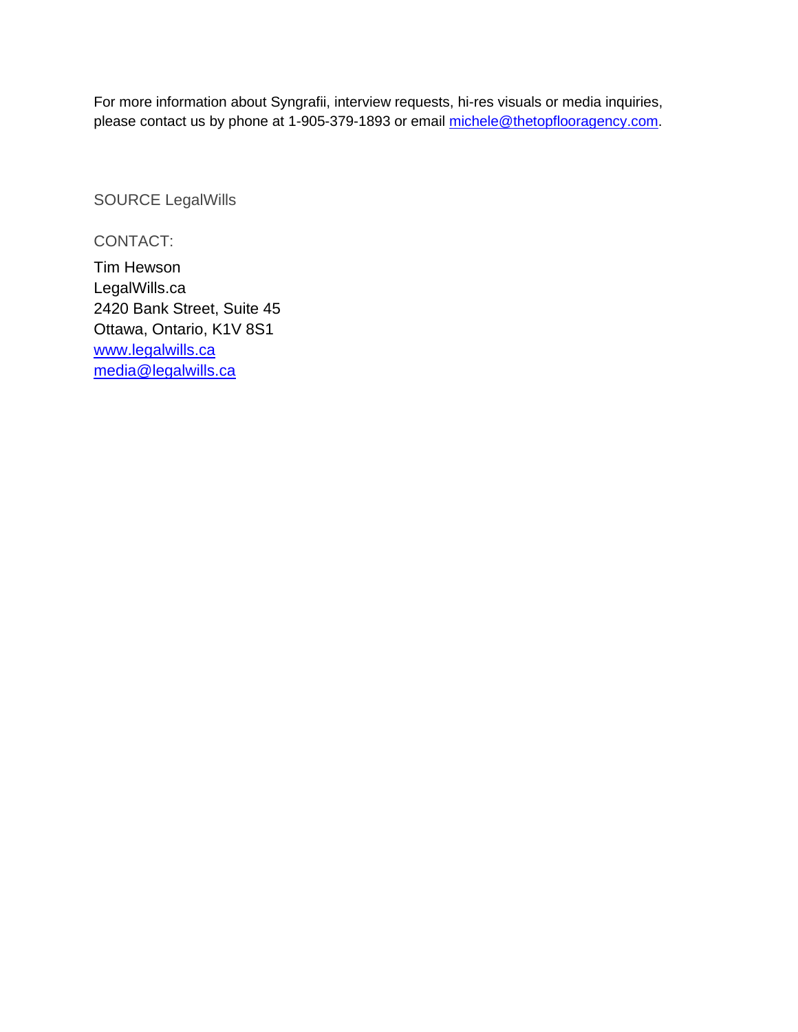For more information about Syngrafii, interview requests, hi-res visuals or media inquiries, please contact us by phone at 1-905-379-1893 or email michele@thetopflooragency.com.

SOURCE LegalWills

CONTACT:

Tim Hewson
LegalWills.ca
2420 Bank Street, Suite 45
Ottawa, Ontario, K1V 8S1
www.legalwills.ca
media@legalwills.ca